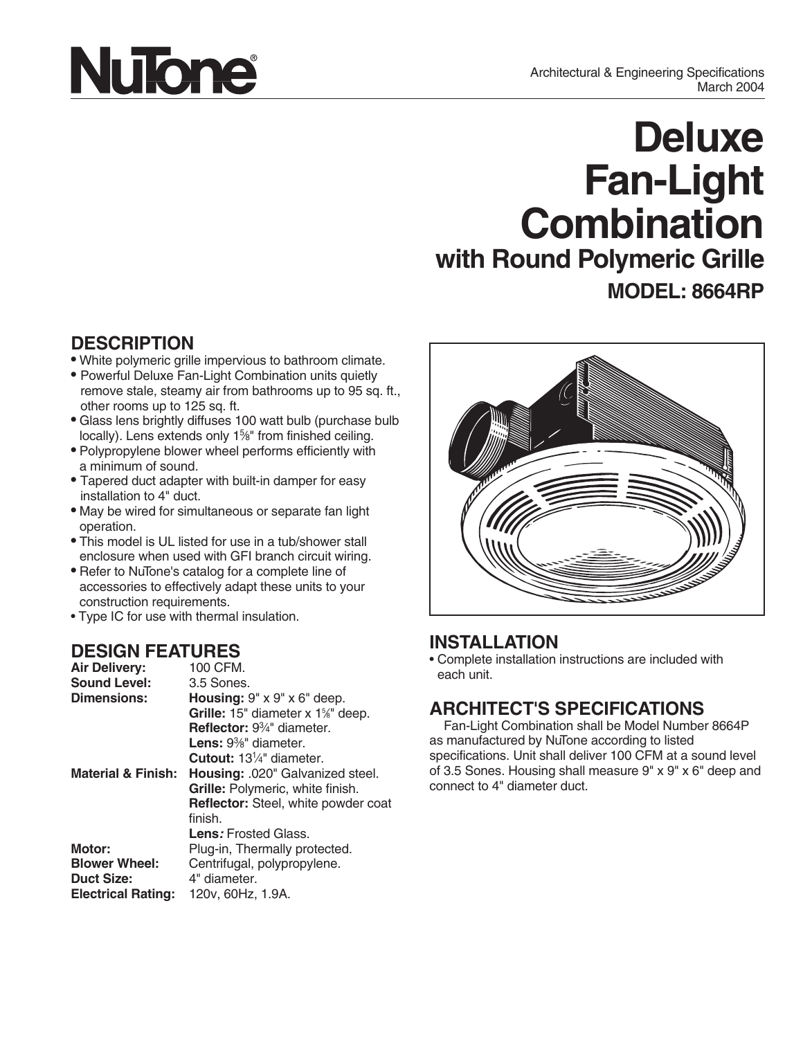NuTone®

Architectural & Engineering Specifications
March 2004

# Deluxe Fan-Light Combination
## with Round Polymeric Grille
### MODEL: 8664RP

## DESCRIPTION

- White polymeric grille impervious to bathroom climate.
- Powerful Deluxe Fan-Light Combination units quietly remove stale, steamy air from bathrooms up to 95 sq. ft., other rooms up to 125 sq. ft.
- Glass lens brightly diffuses 100 watt bulb (purchase bulb locally). Lens extends only 1⅝" from finished ceiling.
- Polypropylene blower wheel performs efficiently with a minimum of sound.
- Tapered duct adapter with built-in damper for easy installation to 4" duct.
- May be wired for simultaneous or separate fan light operation.
- This model is UL listed for use in a tub/shower stall enclosure when used with GFI branch circuit wiring.
- Refer to NuTone's catalog for a complete line of accessories to effectively adapt these units to your construction requirements.
- Type IC for use with thermal insulation.

## DESIGN FEATURES

**Air Delivery:** 100 CFM.
**Sound Level:** 3.5 Sones.
**Dimensions:**
- **Housing:** 9" x 9" x 6" deep.
- **Grille:** 15" diameter x 1⅝" deep.
- **Reflector:** 9¾" diameter.
- **Lens:** 9⅜" diameter.
- **Cutout:** 13¼" diameter.

**Material & Finish:**
- **Housing:** .020" Galvanized steel.
- **Grille:** Polymeric, white finish.
- **Reflector:** Steel, white powder coat finish.
- **Lens:** Frosted Glass.

**Motor:** Plug-in, Thermally protected.
**Blower Wheel:** Centrifugal, polypropylene.
**Duct Size:** 4" diameter.
**Electrical Rating:** 120v, 60Hz, 1.9A.

## INSTALLATION

- Complete installation instructions are included with each unit.

## ARCHITECT'S SPECIFICATIONS

Fan-Light Combination shall be Model Number 8664P as manufactured by NuTone according to listed specifications. Unit shall deliver 100 CFM at a sound level of 3.5 Sones. Housing shall measure 9" x 9" x 6" deep and connect to 4" diameter duct.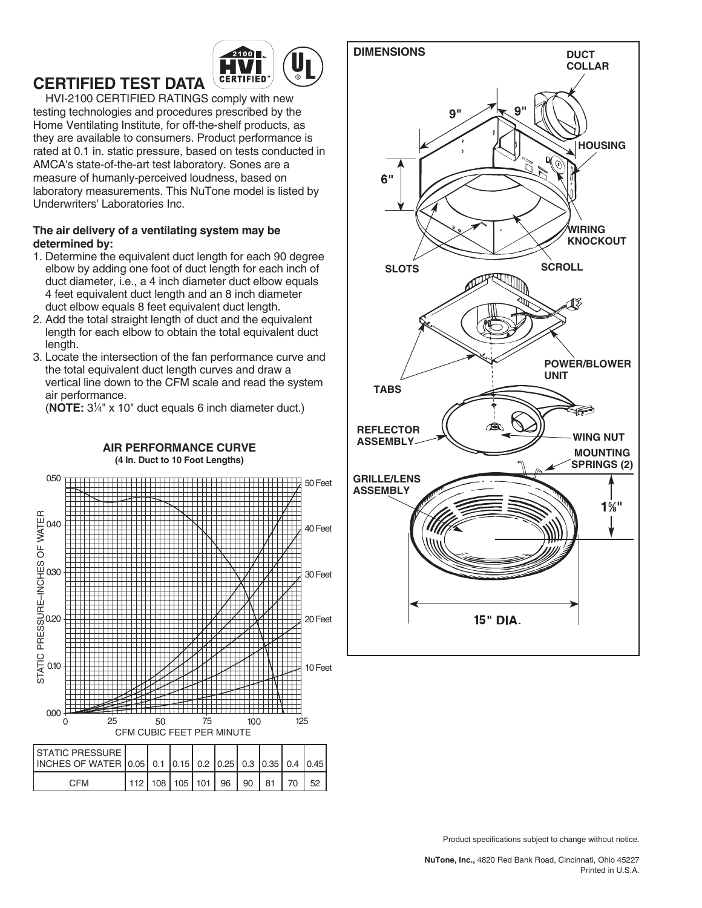## CERTIFIED TEST DATA

HVI-2100 CERTIFIED RATINGS comply with new testing technologies and procedures prescribed by the Home Ventilating Institute, for off-the-shelf products, as they are available to consumers. Product performance is rated at 0.1 in. static pressure, based on tests conducted in AMCA's state-of-the-art test laboratory. Sones are a measure of humanly-perceived loudness, based on laboratory measurements. This NuTone model is listed by Underwriters' Laboratories Inc.

**The air delivery of a ventilating system may be determined by:**

1. Determine the equivalent duct length for each 90 degree elbow by adding one foot of duct length for each inch of duct diameter, i.e., a 4 inch diameter duct elbow equals 4 feet equivalent duct length and an 8 inch diameter duct elbow equals 8 feet equivalent duct length.
2. Add the total straight length of duct and the equivalent length for each elbow to obtain the total equivalent duct length.
3. Locate the intersection of the fan performance curve and the total equivalent duct length curves and draw a vertical line down to the CFM scale and read the system air performance.
   (**NOTE:** 3¼" x 10" duct equals 6 inch diameter duct.)

**AIR PERFORMANCE CURVE**
**(4 In. Duct to 10 Foot Lengths)**

STATIC PRESSURE–INCHES OF WATER
0.50
0.40
0.30
0.20
0.10
0.00
50 Feet
40 Feet
30 Feet
20 Feet
10 Feet
0 25 50 75 100 125
CFM CUBIC FEET PER MINUTE

| STATIC PRESSURE INCHES OF WATER | 0.05 | 0.1 | 0.15 | 0.2 | 0.25 | 0.3 | 0.35 | 0.4 | 0.45 |
|---|---|---|---|---|---|---|---|---|---|
| CFM | 112 | 108 | 105 | 101 | 96 | 90 | 81 | 70 | 52 |

**DIMENSIONS**

DUCT COLLAR
9"
9"
HOUSING
6"
WIRING KNOCKOUT
SLOTS
SCROLL
POWER/BLOWER UNIT
TABS
REFLECTOR ASSEMBLY
WING NUT
MOUNTING SPRINGS (2)
GRILLE/LENS ASSEMBLY
1⅝"
15" DIA.

Product specifications subject to change without notice.

**NuTone, Inc.,** 4820 Red Bank Road, Cincinnati, Ohio 45227
Printed in U.S.A.